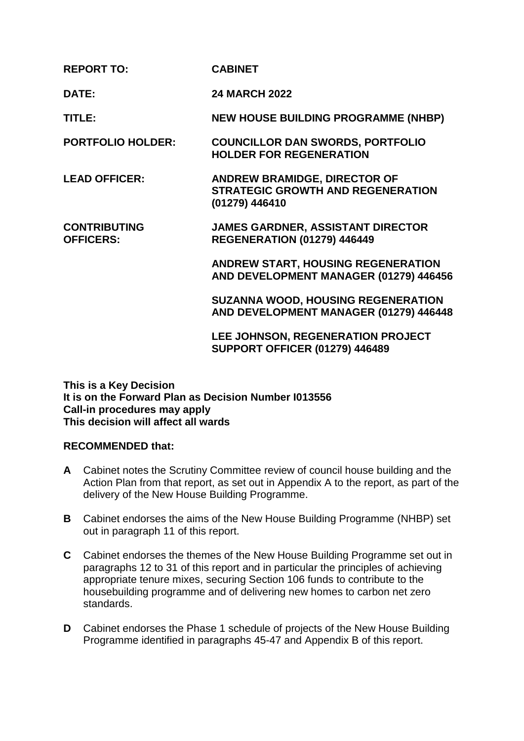| | |
|---|---|
| **REPORT TO:** | **CABINET** |
| **DATE:** | **24 MARCH 2022** |
| **TITLE:** | **NEW HOUSE BUILDING PROGRAMME (NHBP)** |
| **PORTFOLIO HOLDER:** | **COUNCILLOR DAN SWORDS, PORTFOLIO HOLDER FOR REGENERATION** |
| **LEAD OFFICER:** | **ANDREW BRAMIDGE, DIRECTOR OF STRATEGIC GROWTH AND REGENERATION (01279) 446410** |
| **CONTRIBUTING OFFICERS:** | **JAMES GARDNER, ASSISTANT DIRECTOR REGENERATION (01279) 446449** |
| | **ANDREW START, HOUSING REGENERATION AND DEVELOPMENT MANAGER (01279) 446456** |
| | **SUZANNA WOOD, HOUSING REGENERATION AND DEVELOPMENT MANAGER (01279) 446448** |
| | **LEE JOHNSON, REGENERATION PROJECT SUPPORT OFFICER (01279) 446489** |

**This is a Key Decision**
**It is on the Forward Plan as Decision Number I013556**
**Call-in procedures may apply**
**This decision will affect all wards**

**RECOMMENDED that:**

**A** Cabinet notes the Scrutiny Committee review of council house building and the Action Plan from that report, as set out in Appendix A to the report, as part of the delivery of the New House Building Programme.

**B** Cabinet endorses the aims of the New House Building Programme (NHBP) set out in paragraph 11 of this report.

**C** Cabinet endorses the themes of the New House Building Programme set out in paragraphs 12 to 31 of this report and in particular the principles of achieving appropriate tenure mixes, securing Section 106 funds to contribute to the housebuilding programme and of delivering new homes to carbon net zero standards.

**D** Cabinet endorses the Phase 1 schedule of projects of the New House Building Programme identified in paragraphs 45-47 and Appendix B of this report.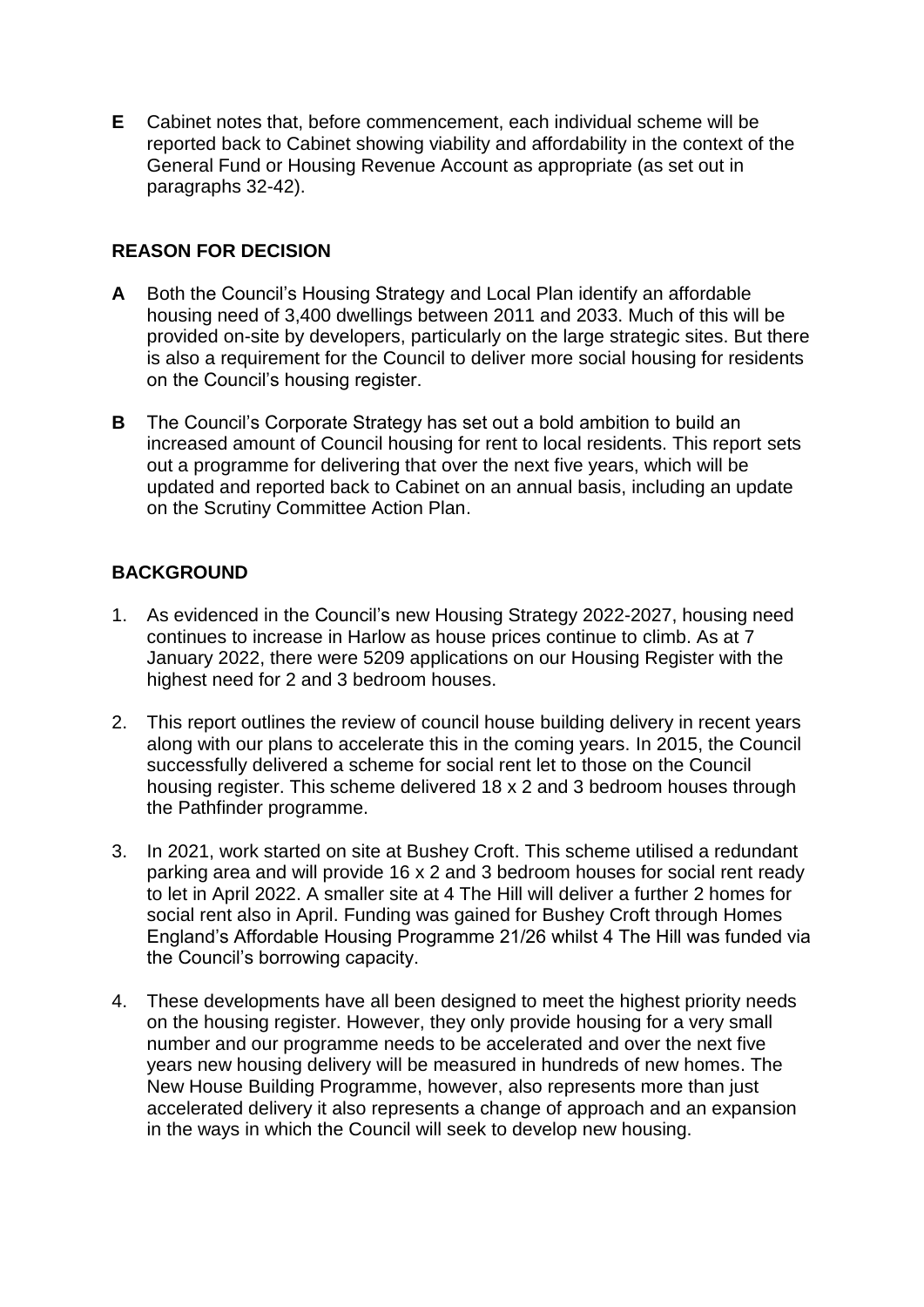**E** Cabinet notes that, before commencement, each individual scheme will be reported back to Cabinet showing viability and affordability in the context of the General Fund or Housing Revenue Account as appropriate (as set out in paragraphs 32-42).

## REASON FOR DECISION

**A** Both the Council's Housing Strategy and Local Plan identify an affordable housing need of 3,400 dwellings between 2011 and 2033. Much of this will be provided on-site by developers, particularly on the large strategic sites. But there is also a requirement for the Council to deliver more social housing for residents on the Council's housing register.

**B** The Council's Corporate Strategy has set out a bold ambition to build an increased amount of Council housing for rent to local residents. This report sets out a programme for delivering that over the next five years, which will be updated and reported back to Cabinet on an annual basis, including an update on the Scrutiny Committee Action Plan.

## BACKGROUND

1. As evidenced in the Council's new Housing Strategy 2022-2027, housing need continues to increase in Harlow as house prices continue to climb. As at 7 January 2022, there were 5209 applications on our Housing Register with the highest need for 2 and 3 bedroom houses.

2. This report outlines the review of council house building delivery in recent years along with our plans to accelerate this in the coming years. In 2015, the Council successfully delivered a scheme for social rent let to those on the Council housing register. This scheme delivered 18 x 2 and 3 bedroom houses through the Pathfinder programme.

3. In 2021, work started on site at Bushey Croft. This scheme utilised a redundant parking area and will provide 16 x 2 and 3 bedroom houses for social rent ready to let in April 2022. A smaller site at 4 The Hill will deliver a further 2 homes for social rent also in April. Funding was gained for Bushey Croft through Homes England's Affordable Housing Programme 21/26 whilst 4 The Hill was funded via the Council's borrowing capacity.

4. These developments have all been designed to meet the highest priority needs on the housing register. However, they only provide housing for a very small number and our programme needs to be accelerated and over the next five years new housing delivery will be measured in hundreds of new homes. The New House Building Programme, however, also represents more than just accelerated delivery it also represents a change of approach and an expansion in the ways in which the Council will seek to develop new housing.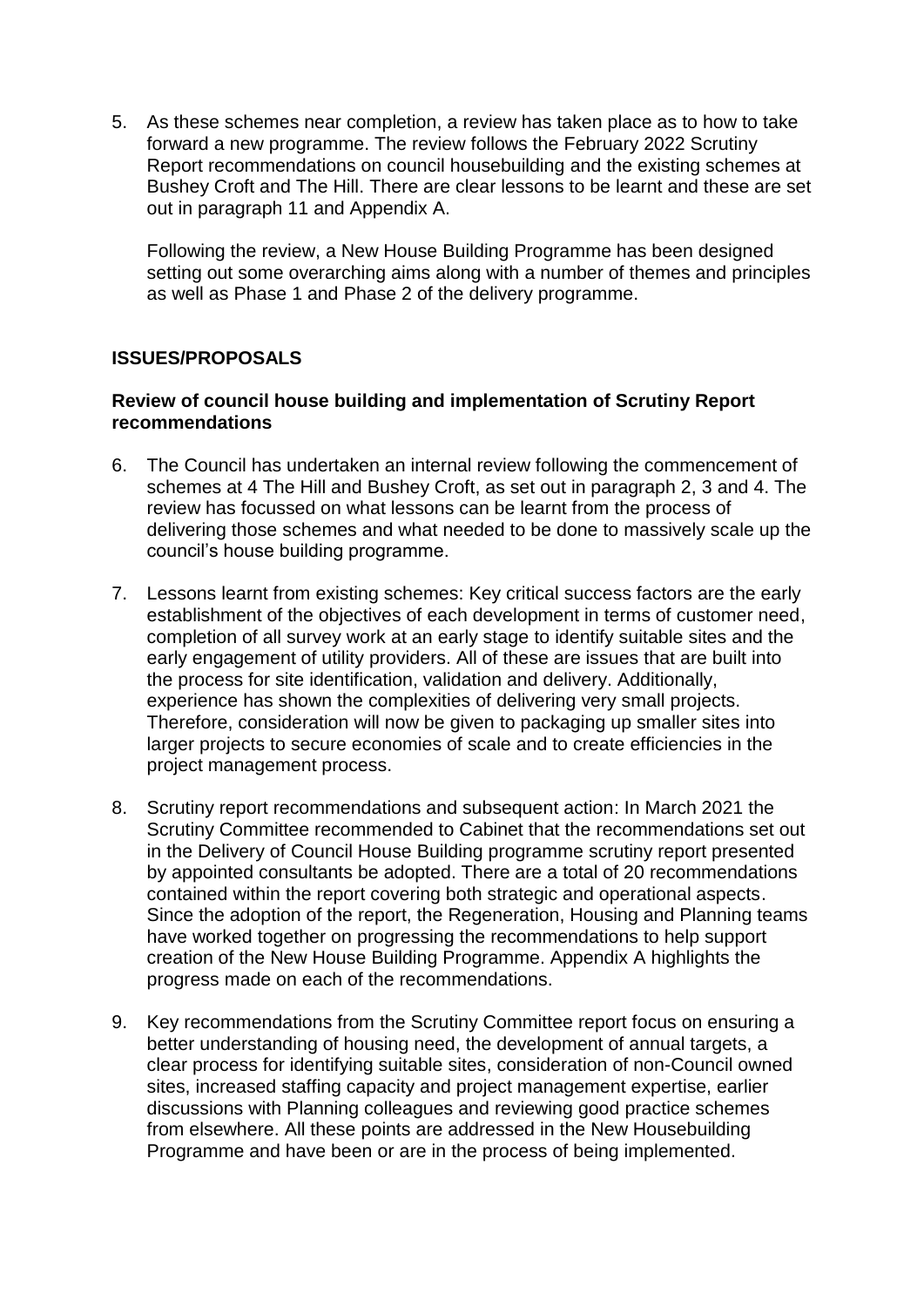5. As these schemes near completion, a review has taken place as to how to take forward a new programme. The review follows the February 2022 Scrutiny Report recommendations on council housebuilding and the existing schemes at Bushey Croft and The Hill. There are clear lessons to be learnt and these are set out in paragraph 11 and Appendix A.

   Following the review, a New House Building Programme has been designed setting out some overarching aims along with a number of themes and principles as well as Phase 1 and Phase 2 of the delivery programme.

## ISSUES/PROPOSALS

### Review of council house building and implementation of Scrutiny Report recommendations

6. The Council has undertaken an internal review following the commencement of schemes at 4 The Hill and Bushey Croft, as set out in paragraph 2, 3 and 4. The review has focussed on what lessons can be learnt from the process of delivering those schemes and what needed to be done to massively scale up the council's house building programme.

7. Lessons learnt from existing schemes: Key critical success factors are the early establishment of the objectives of each development in terms of customer need, completion of all survey work at an early stage to identify suitable sites and the early engagement of utility providers. All of these are issues that are built into the process for site identification, validation and delivery. Additionally, experience has shown the complexities of delivering very small projects. Therefore, consideration will now be given to packaging up smaller sites into larger projects to secure economies of scale and to create efficiencies in the project management process.

8. Scrutiny report recommendations and subsequent action: In March 2021 the Scrutiny Committee recommended to Cabinet that the recommendations set out in the Delivery of Council House Building programme scrutiny report presented by appointed consultants be adopted. There are a total of 20 recommendations contained within the report covering both strategic and operational aspects. Since the adoption of the report, the Regeneration, Housing and Planning teams have worked together on progressing the recommendations to help support creation of the New House Building Programme. Appendix A highlights the progress made on each of the recommendations.

9. Key recommendations from the Scrutiny Committee report focus on ensuring a better understanding of housing need, the development of annual targets, a clear process for identifying suitable sites, consideration of non-Council owned sites, increased staffing capacity and project management expertise, earlier discussions with Planning colleagues and reviewing good practice schemes from elsewhere. All these points are addressed in the New Housebuilding Programme and have been or are in the process of being implemented.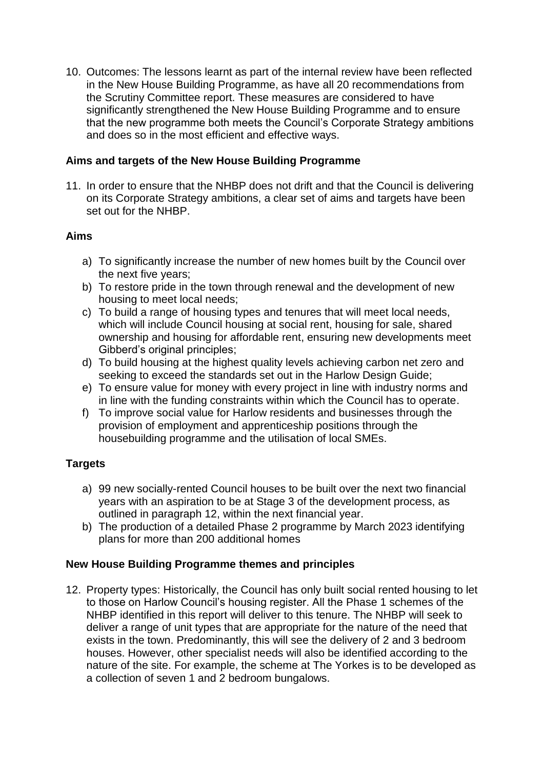10. Outcomes: The lessons learnt as part of the internal review have been reflected in the New House Building Programme, as have all 20 recommendations from the Scrutiny Committee report. These measures are considered to have significantly strengthened the New House Building Programme and to ensure that the new programme both meets the Council's Corporate Strategy ambitions and does so in the most efficient and effective ways.

**Aims and targets of the New House Building Programme**

11. In order to ensure that the NHBP does not drift and that the Council is delivering on its Corporate Strategy ambitions, a clear set of aims and targets have been set out for the NHBP.

**Aims**

a) To significantly increase the number of new homes built by the Council over the next five years;
b) To restore pride in the town through renewal and the development of new housing to meet local needs;
c) To build a range of housing types and tenures that will meet local needs, which will include Council housing at social rent, housing for sale, shared ownership and housing for affordable rent, ensuring new developments meet Gibberd's original principles;
d) To build housing at the highest quality levels achieving carbon net zero and seeking to exceed the standards set out in the Harlow Design Guide;
e) To ensure value for money with every project in line with industry norms and in line with the funding constraints within which the Council has to operate.
f) To improve social value for Harlow residents and businesses through the provision of employment and apprenticeship positions through the housebuilding programme and the utilisation of local SMEs.

**Targets**

a) 99 new socially-rented Council houses to be built over the next two financial years with an aspiration to be at Stage 3 of the development process, as outlined in paragraph 12, within the next financial year.
b) The production of a detailed Phase 2 programme by March 2023 identifying plans for more than 200 additional homes

**New House Building Programme themes and principles**

12. Property types: Historically, the Council has only built social rented housing to let to those on Harlow Council's housing register. All the Phase 1 schemes of the NHBP identified in this report will deliver to this tenure. The NHBP will seek to deliver a range of unit types that are appropriate for the nature of the need that exists in the town. Predominantly, this will see the delivery of 2 and 3 bedroom houses. However, other specialist needs will also be identified according to the nature of the site. For example, the scheme at The Yorkes is to be developed as a collection of seven 1 and 2 bedroom bungalows.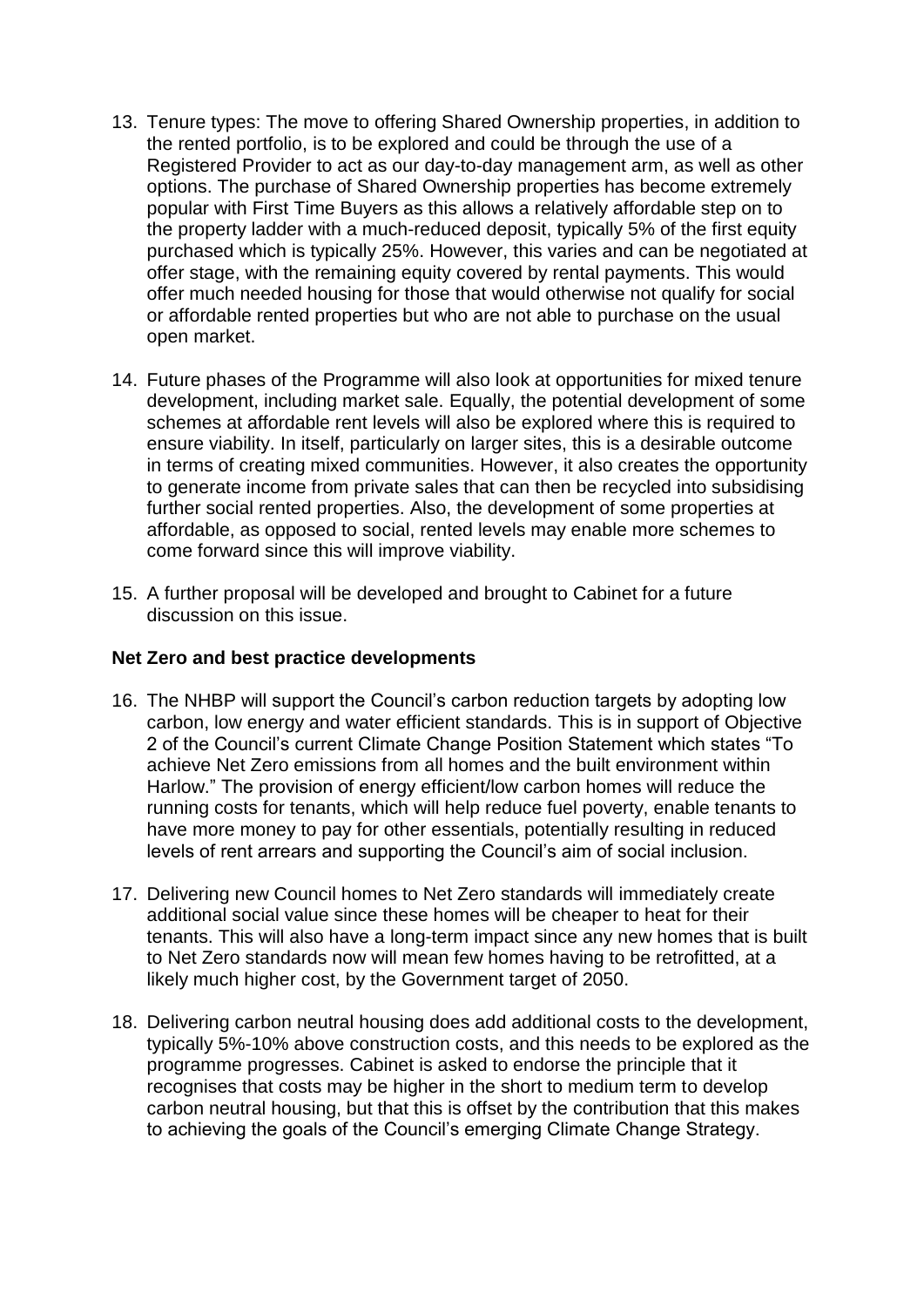13. Tenure types: The move to offering Shared Ownership properties, in addition to the rented portfolio, is to be explored and could be through the use of a Registered Provider to act as our day-to-day management arm, as well as other options. The purchase of Shared Ownership properties has become extremely popular with First Time Buyers as this allows a relatively affordable step on to the property ladder with a much-reduced deposit, typically 5% of the first equity purchased which is typically 25%. However, this varies and can be negotiated at offer stage, with the remaining equity covered by rental payments. This would offer much needed housing for those that would otherwise not qualify for social or affordable rented properties but who are not able to purchase on the usual open market.

14. Future phases of the Programme will also look at opportunities for mixed tenure development, including market sale. Equally, the potential development of some schemes at affordable rent levels will also be explored where this is required to ensure viability. In itself, particularly on larger sites, this is a desirable outcome in terms of creating mixed communities. However, it also creates the opportunity to generate income from private sales that can then be recycled into subsidising further social rented properties. Also, the development of some properties at affordable, as opposed to social, rented levels may enable more schemes to come forward since this will improve viability.

15. A further proposal will be developed and brought to Cabinet for a future discussion on this issue.

**Net Zero and best practice developments**

16. The NHBP will support the Council's carbon reduction targets by adopting low carbon, low energy and water efficient standards. This is in support of Objective 2 of the Council's current Climate Change Position Statement which states "To achieve Net Zero emissions from all homes and the built environment within Harlow." The provision of energy efficient/low carbon homes will reduce the running costs for tenants, which will help reduce fuel poverty, enable tenants to have more money to pay for other essentials, potentially resulting in reduced levels of rent arrears and supporting the Council's aim of social inclusion.

17. Delivering new Council homes to Net Zero standards will immediately create additional social value since these homes will be cheaper to heat for their tenants. This will also have a long-term impact since any new homes that is built to Net Zero standards now will mean few homes having to be retrofitted, at a likely much higher cost, by the Government target of 2050.

18. Delivering carbon neutral housing does add additional costs to the development, typically 5%-10% above construction costs, and this needs to be explored as the programme progresses. Cabinet is asked to endorse the principle that it recognises that costs may be higher in the short to medium term to develop carbon neutral housing, but that this is offset by the contribution that this makes to achieving the goals of the Council's emerging Climate Change Strategy.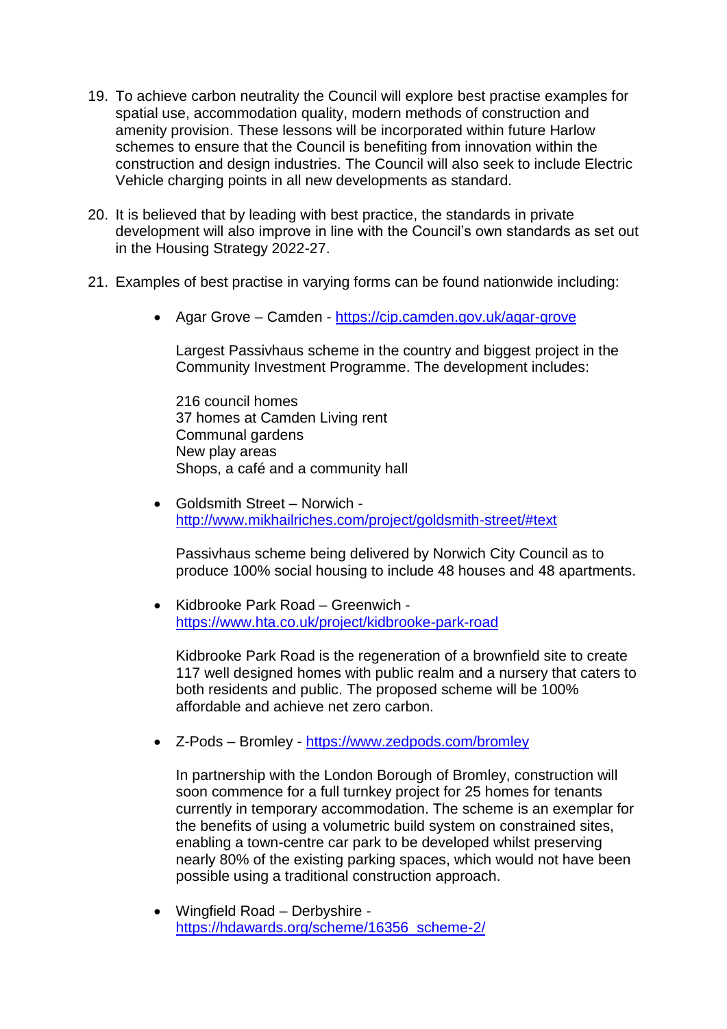19. To achieve carbon neutrality the Council will explore best practise examples for spatial use, accommodation quality, modern methods of construction and amenity provision. These lessons will be incorporated within future Harlow schemes to ensure that the Council is benefiting from innovation within the construction and design industries. The Council will also seek to include Electric Vehicle charging points in all new developments as standard.

20. It is believed that by leading with best practice, the standards in private development will also improve in line with the Council's own standards as set out in the Housing Strategy 2022-27.

21. Examples of best practise in varying forms can be found nationwide including:

    - Agar Grove – Camden - [https://cip.camden.gov.uk/agar-grove](https://cip.camden.gov.uk/agar-grove)

      Largest Passivhaus scheme in the country and biggest project in the Community Investment Programme. The development includes:

      216 council homes
      37 homes at Camden Living rent
      Communal gardens
      New play areas
      Shops, a café and a community hall

    - Goldsmith Street – Norwich - [http://www.mikhailriches.com/project/goldsmith-street/#text](http://www.mikhailriches.com/project/goldsmith-street/#text)

      Passivhaus scheme being delivered by Norwich City Council as to produce 100% social housing to include 48 houses and 48 apartments.

    - Kidbrooke Park Road – Greenwich - [https://www.hta.co.uk/project/kidbrooke-park-road](https://www.hta.co.uk/project/kidbrooke-park-road)

      Kidbrooke Park Road is the regeneration of a brownfield site to create 117 well designed homes with public realm and a nursery that caters to both residents and public. The proposed scheme will be 100% affordable and achieve net zero carbon.

    - Z-Pods – Bromley - [https://www.zedpods.com/bromley](https://www.zedpods.com/bromley)

      In partnership with the London Borough of Bromley, construction will soon commence for a full turnkey project for 25 homes for tenants currently in temporary accommodation. The scheme is an exemplar for the benefits of using a volumetric build system on constrained sites, enabling a town-centre car park to be developed whilst preserving nearly 80% of the existing parking spaces, which would not have been possible using a traditional construction approach.

    - Wingfield Road – Derbyshire - [https://hdawards.org/scheme/16356_scheme-2/](https://hdawards.org/scheme/16356_scheme-2/)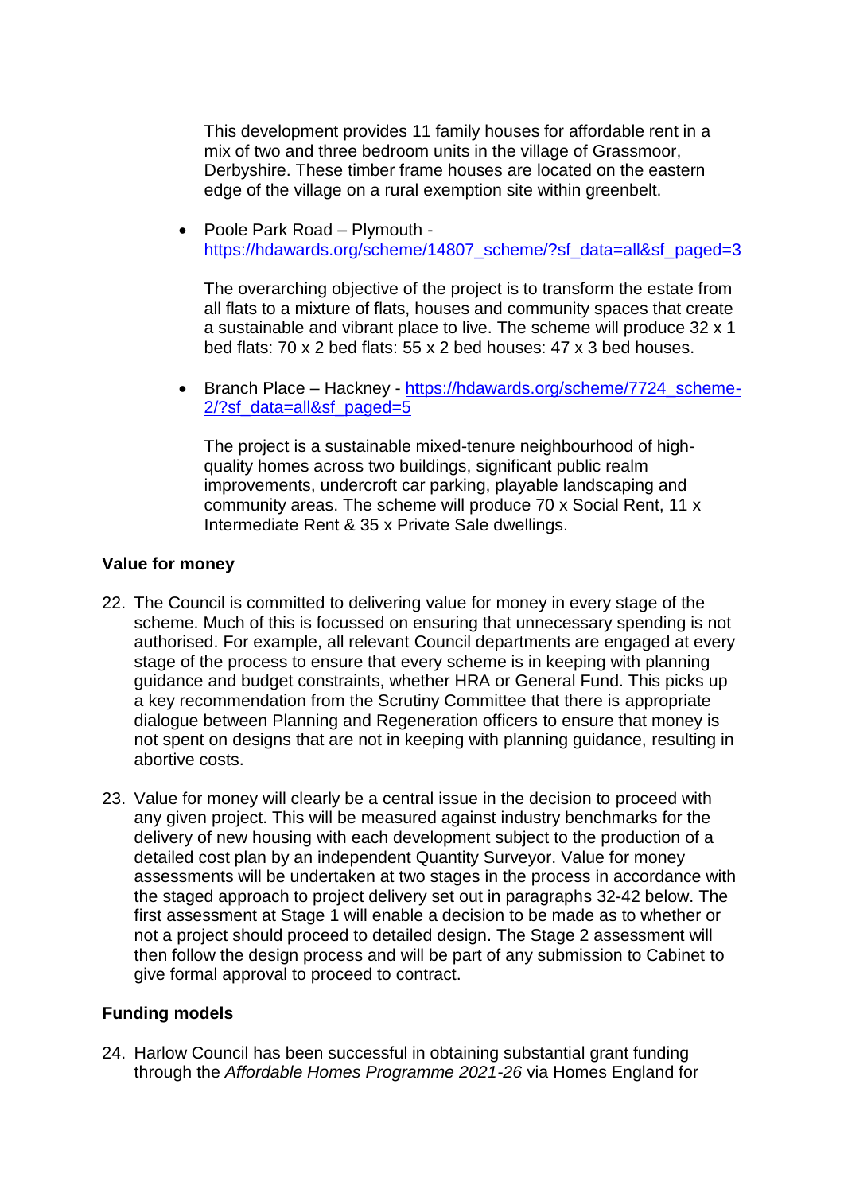This development provides 11 family houses for affordable rent in a mix of two and three bedroom units in the village of Grassmoor, Derbyshire. These timber frame houses are located on the eastern edge of the village on a rural exemption site within greenbelt.

- Poole Park Road – Plymouth - https://hdawards.org/scheme/14807_scheme/?sf_data=all&sf_paged=3

  The overarching objective of the project is to transform the estate from all flats to a mixture of flats, houses and community spaces that create a sustainable and vibrant place to live. The scheme will produce 32 x 1 bed flats: 70 x 2 bed flats: 55 x 2 bed houses: 47 x 3 bed houses.

- Branch Place – Hackney - https://hdawards.org/scheme/7724_scheme-2/?sf_data=all&sf_paged=5

  The project is a sustainable mixed-tenure neighbourhood of high-quality homes across two buildings, significant public realm improvements, undercroft car parking, playable landscaping and community areas. The scheme will produce 70 x Social Rent, 11 x Intermediate Rent & 35 x Private Sale dwellings.

**Value for money**

22. The Council is committed to delivering value for money in every stage of the scheme. Much of this is focussed on ensuring that unnecessary spending is not authorised. For example, all relevant Council departments are engaged at every stage of the process to ensure that every scheme is in keeping with planning guidance and budget constraints, whether HRA or General Fund. This picks up a key recommendation from the Scrutiny Committee that there is appropriate dialogue between Planning and Regeneration officers to ensure that money is not spent on designs that are not in keeping with planning guidance, resulting in abortive costs.

23. Value for money will clearly be a central issue in the decision to proceed with any given project. This will be measured against industry benchmarks for the delivery of new housing with each development subject to the production of a detailed cost plan by an independent Quantity Surveyor. Value for money assessments will be undertaken at two stages in the process in accordance with the staged approach to project delivery set out in paragraphs 32-42 below. The first assessment at Stage 1 will enable a decision to be made as to whether or not a project should proceed to detailed design. The Stage 2 assessment will then follow the design process and will be part of any submission to Cabinet to give formal approval to proceed to contract.

**Funding models**

24. Harlow Council has been successful in obtaining substantial grant funding through the *Affordable Homes Programme 2021-26* via Homes England for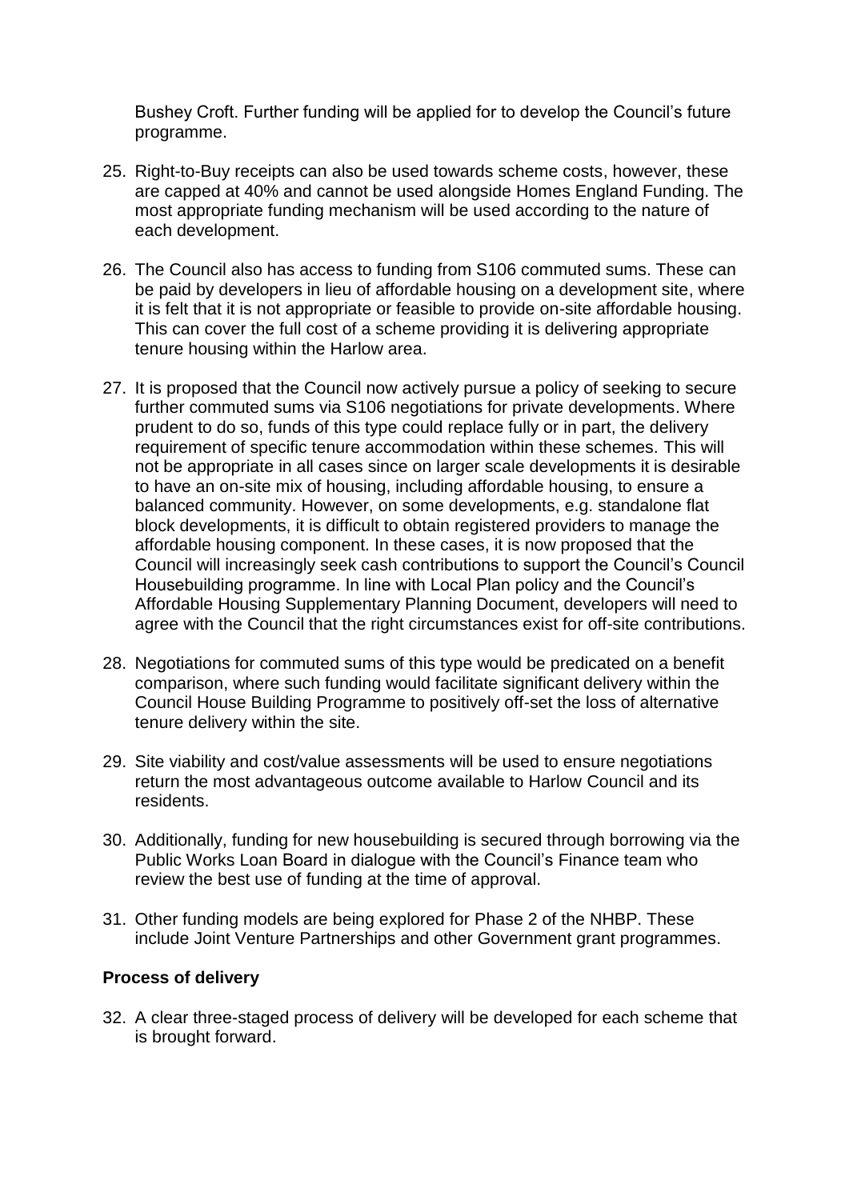Bushey Croft. Further funding will be applied for to develop the Council's future programme.

25. Right-to-Buy receipts can also be used towards scheme costs, however, these are capped at 40% and cannot be used alongside Homes England Funding. The most appropriate funding mechanism will be used according to the nature of each development.

26. The Council also has access to funding from S106 commuted sums. These can be paid by developers in lieu of affordable housing on a development site, where it is felt that it is not appropriate or feasible to provide on-site affordable housing. This can cover the full cost of a scheme providing it is delivering appropriate tenure housing within the Harlow area.

27. It is proposed that the Council now actively pursue a policy of seeking to secure further commuted sums via S106 negotiations for private developments. Where prudent to do so, funds of this type could replace fully or in part, the delivery requirement of specific tenure accommodation within these schemes. This will not be appropriate in all cases since on larger scale developments it is desirable to have an on-site mix of housing, including affordable housing, to ensure a balanced community. However, on some developments, e.g. standalone flat block developments, it is difficult to obtain registered providers to manage the affordable housing component. In these cases, it is now proposed that the Council will increasingly seek cash contributions to support the Council's Council Housebuilding programme. In line with Local Plan policy and the Council's Affordable Housing Supplementary Planning Document, developers will need to agree with the Council that the right circumstances exist for off-site contributions.

28. Negotiations for commuted sums of this type would be predicated on a benefit comparison, where such funding would facilitate significant delivery within the Council House Building Programme to positively off-set the loss of alternative tenure delivery within the site.

29. Site viability and cost/value assessments will be used to ensure negotiations return the most advantageous outcome available to Harlow Council and its residents.

30. Additionally, funding for new housebuilding is secured through borrowing via the Public Works Loan Board in dialogue with the Council's Finance team who review the best use of funding at the time of approval.

31. Other funding models are being explored for Phase 2 of the NHBP. These include Joint Venture Partnerships and other Government grant programmes.

**Process of delivery**

32. A clear three-staged process of delivery will be developed for each scheme that is brought forward.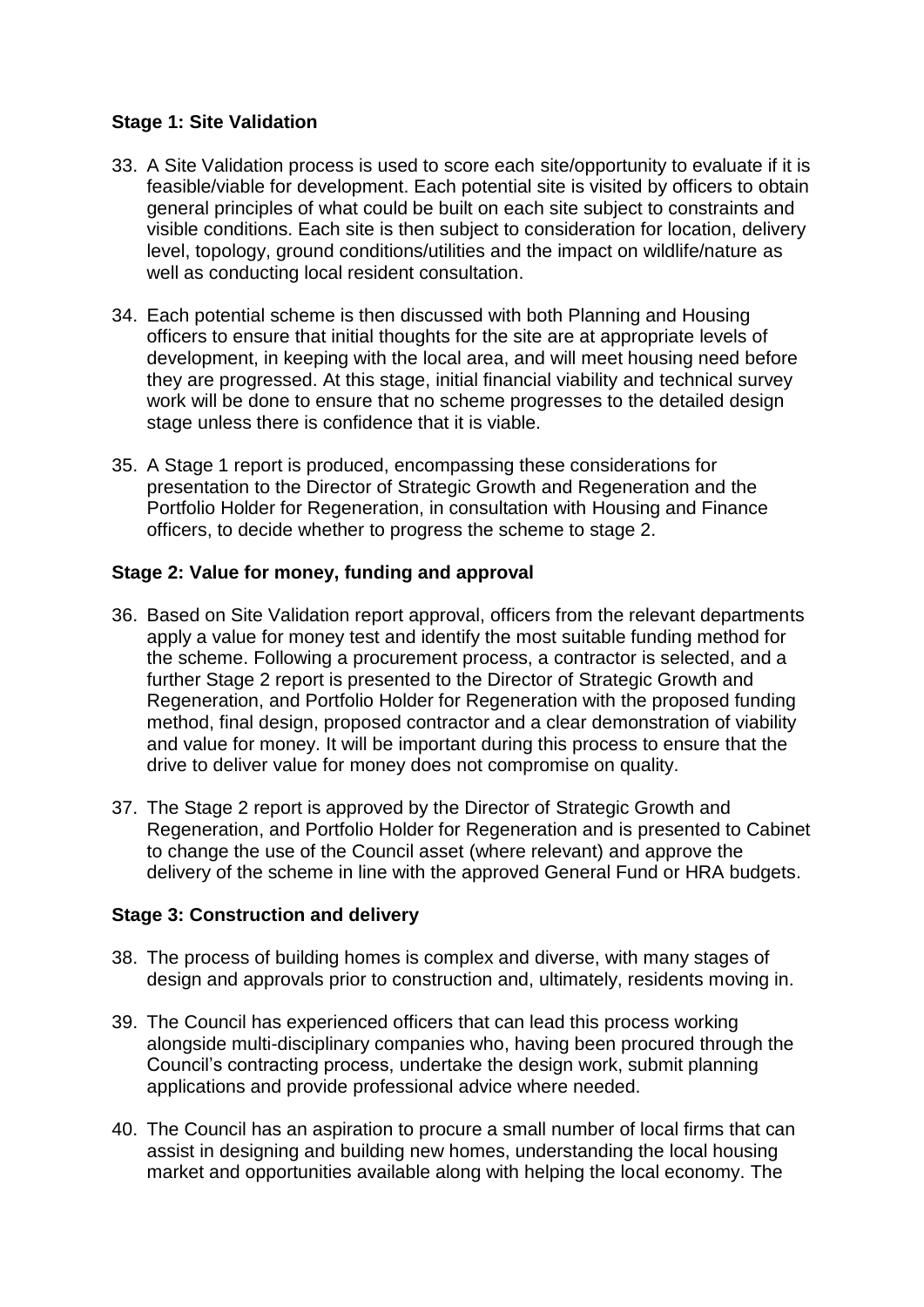**Stage 1: Site Validation**

33. A Site Validation process is used to score each site/opportunity to evaluate if it is feasible/viable for development. Each potential site is visited by officers to obtain general principles of what could be built on each site subject to constraints and visible conditions. Each site is then subject to consideration for location, delivery level, topology, ground conditions/utilities and the impact on wildlife/nature as well as conducting local resident consultation.

34. Each potential scheme is then discussed with both Planning and Housing officers to ensure that initial thoughts for the site are at appropriate levels of development, in keeping with the local area, and will meet housing need before they are progressed. At this stage, initial financial viability and technical survey work will be done to ensure that no scheme progresses to the detailed design stage unless there is confidence that it is viable.

35. A Stage 1 report is produced, encompassing these considerations for presentation to the Director of Strategic Growth and Regeneration and the Portfolio Holder for Regeneration, in consultation with Housing and Finance officers, to decide whether to progress the scheme to stage 2.

**Stage 2: Value for money, funding and approval**

36. Based on Site Validation report approval, officers from the relevant departments apply a value for money test and identify the most suitable funding method for the scheme. Following a procurement process, a contractor is selected, and a further Stage 2 report is presented to the Director of Strategic Growth and Regeneration, and Portfolio Holder for Regeneration with the proposed funding method, final design, proposed contractor and a clear demonstration of viability and value for money. It will be important during this process to ensure that the drive to deliver value for money does not compromise on quality.

37. The Stage 2 report is approved by the Director of Strategic Growth and Regeneration, and Portfolio Holder for Regeneration and is presented to Cabinet to change the use of the Council asset (where relevant) and approve the delivery of the scheme in line with the approved General Fund or HRA budgets.

**Stage 3: Construction and delivery**

38. The process of building homes is complex and diverse, with many stages of design and approvals prior to construction and, ultimately, residents moving in.

39. The Council has experienced officers that can lead this process working alongside multi-disciplinary companies who, having been procured through the Council's contracting process, undertake the design work, submit planning applications and provide professional advice where needed.

40. The Council has an aspiration to procure a small number of local firms that can assist in designing and building new homes, understanding the local housing market and opportunities available along with helping the local economy. The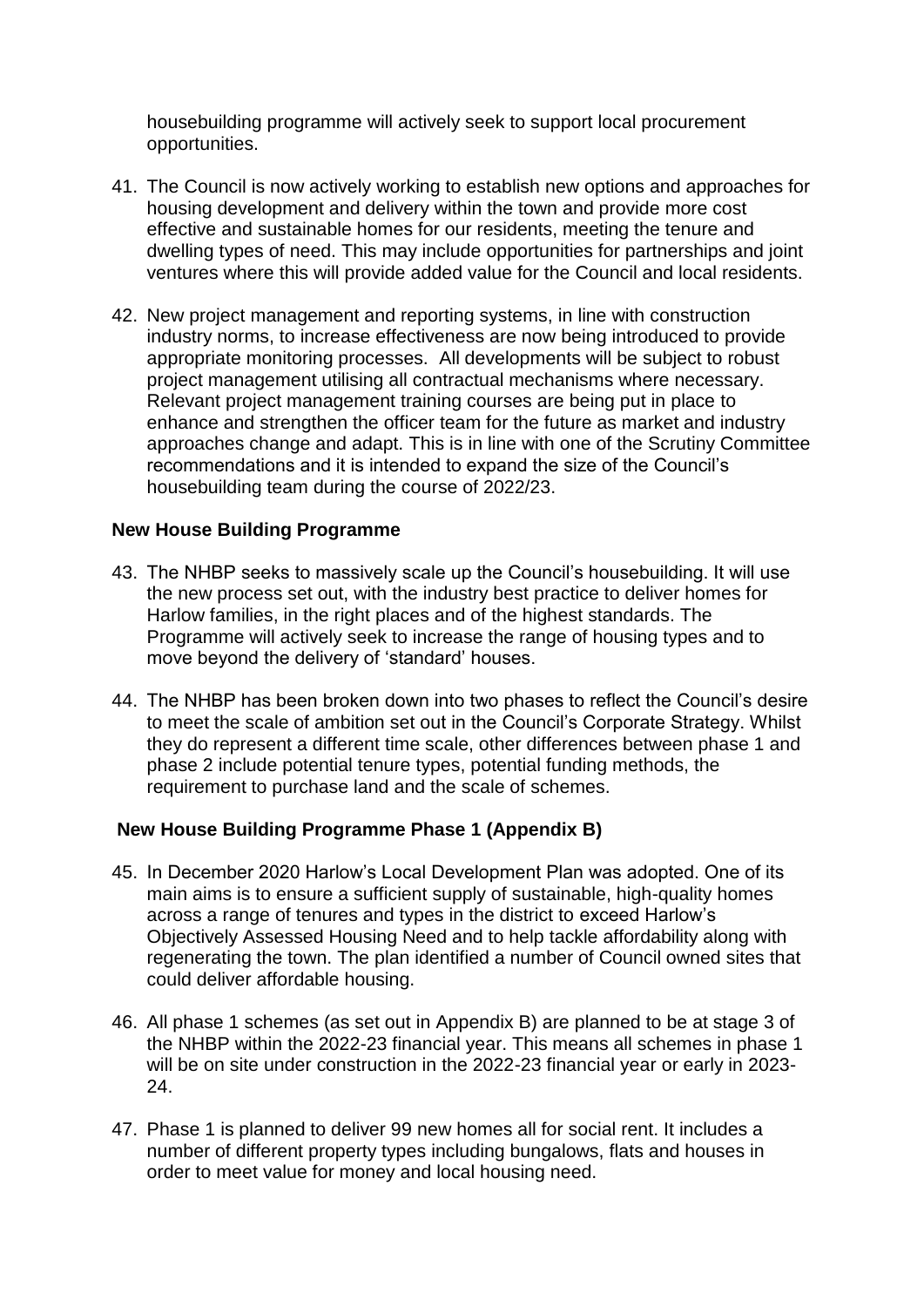housebuilding programme will actively seek to support local procurement opportunities.

41. The Council is now actively working to establish new options and approaches for housing development and delivery within the town and provide more cost effective and sustainable homes for our residents, meeting the tenure and dwelling types of need. This may include opportunities for partnerships and joint ventures where this will provide added value for the Council and local residents.

42. New project management and reporting systems, in line with construction industry norms, to increase effectiveness are now being introduced to provide appropriate monitoring processes. All developments will be subject to robust project management utilising all contractual mechanisms where necessary. Relevant project management training courses are being put in place to enhance and strengthen the officer team for the future as market and industry approaches change and adapt. This is in line with one of the Scrutiny Committee recommendations and it is intended to expand the size of the Council's housebuilding team during the course of 2022/23.

**New House Building Programme**

43. The NHBP seeks to massively scale up the Council's housebuilding. It will use the new process set out, with the industry best practice to deliver homes for Harlow families, in the right places and of the highest standards. The Programme will actively seek to increase the range of housing types and to move beyond the delivery of 'standard' houses.

44. The NHBP has been broken down into two phases to reflect the Council's desire to meet the scale of ambition set out in the Council's Corporate Strategy. Whilst they do represent a different time scale, other differences between phase 1 and phase 2 include potential tenure types, potential funding methods, the requirement to purchase land and the scale of schemes.

**New House Building Programme Phase 1 (Appendix B)**

45. In December 2020 Harlow's Local Development Plan was adopted. One of its main aims is to ensure a sufficient supply of sustainable, high-quality homes across a range of tenures and types in the district to exceed Harlow's Objectively Assessed Housing Need and to help tackle affordability along with regenerating the town. The plan identified a number of Council owned sites that could deliver affordable housing.

46. All phase 1 schemes (as set out in Appendix B) are planned to be at stage 3 of the NHBP within the 2022-23 financial year. This means all schemes in phase 1 will be on site under construction in the 2022-23 financial year or early in 2023-24.

47. Phase 1 is planned to deliver 99 new homes all for social rent. It includes a number of different property types including bungalows, flats and houses in order to meet value for money and local housing need.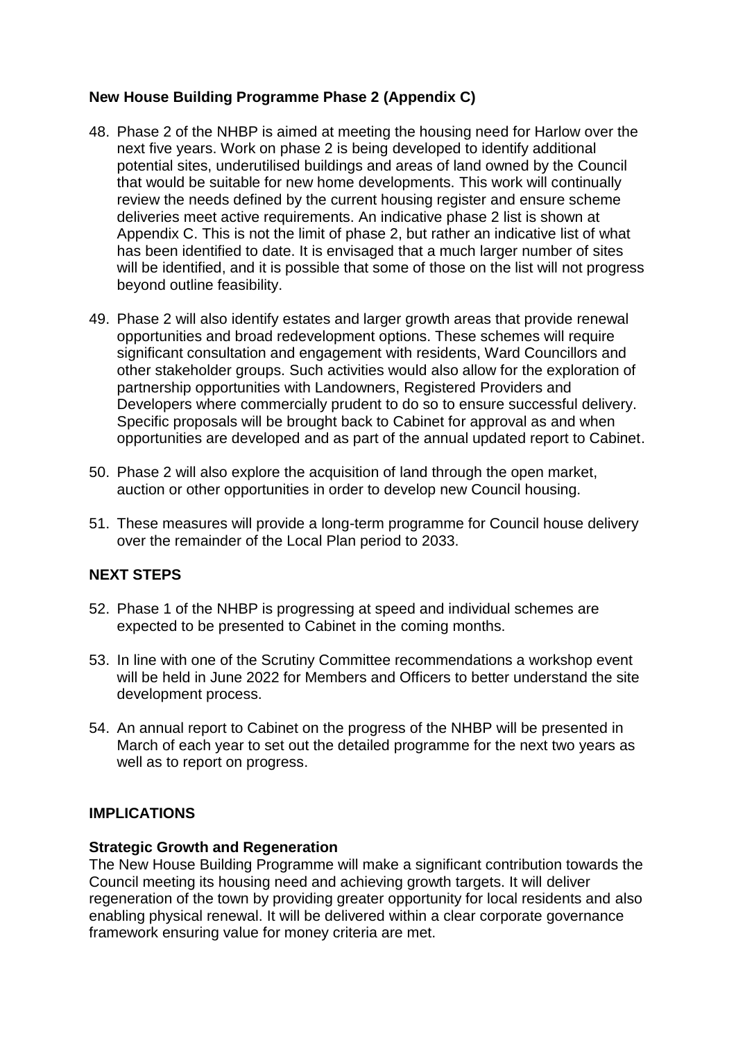**New House Building Programme Phase 2 (Appendix C)**

48. Phase 2 of the NHBP is aimed at meeting the housing need for Harlow over the next five years. Work on phase 2 is being developed to identify additional potential sites, underutilised buildings and areas of land owned by the Council that would be suitable for new home developments. This work will continually review the needs defined by the current housing register and ensure scheme deliveries meet active requirements. An indicative phase 2 list is shown at Appendix C. This is not the limit of phase 2, but rather an indicative list of what has been identified to date. It is envisaged that a much larger number of sites will be identified, and it is possible that some of those on the list will not progress beyond outline feasibility.

49. Phase 2 will also identify estates and larger growth areas that provide renewal opportunities and broad redevelopment options. These schemes will require significant consultation and engagement with residents, Ward Councillors and other stakeholder groups. Such activities would also allow for the exploration of partnership opportunities with Landowners, Registered Providers and Developers where commercially prudent to do so to ensure successful delivery. Specific proposals will be brought back to Cabinet for approval as and when opportunities are developed and as part of the annual updated report to Cabinet.

50. Phase 2 will also explore the acquisition of land through the open market, auction or other opportunities in order to develop new Council housing.

51. These measures will provide a long-term programme for Council house delivery over the remainder of the Local Plan period to 2033.

**NEXT STEPS**

52. Phase 1 of the NHBP is progressing at speed and individual schemes are expected to be presented to Cabinet in the coming months.

53. In line with one of the Scrutiny Committee recommendations a workshop event will be held in June 2022 for Members and Officers to better understand the site development process.

54. An annual report to Cabinet on the progress of the NHBP will be presented in March of each year to set out the detailed programme for the next two years as well as to report on progress.

**IMPLICATIONS**

**Strategic Growth and Regeneration**

The New House Building Programme will make a significant contribution towards the Council meeting its housing need and achieving growth targets. It will deliver regeneration of the town by providing greater opportunity for local residents and also enabling physical renewal. It will be delivered within a clear corporate governance framework ensuring value for money criteria are met.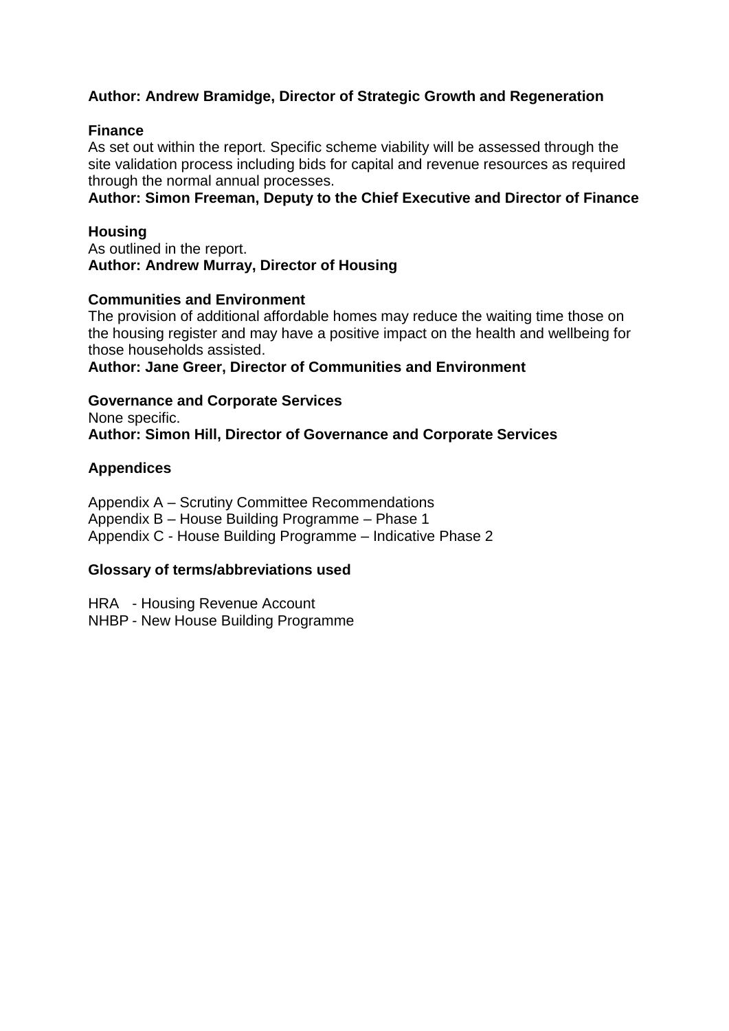**Author: Andrew Bramidge, Director of Strategic Growth and Regeneration**

**Finance**

As set out within the report. Specific scheme viability will be assessed through the site validation process including bids for capital and revenue resources as required through the normal annual processes.

**Author: Simon Freeman, Deputy to the Chief Executive and Director of Finance**

**Housing**

As outlined in the report.

**Author: Andrew Murray, Director of Housing**

**Communities and Environment**

The provision of additional affordable homes may reduce the waiting time those on the housing register and may have a positive impact on the health and wellbeing for those households assisted.

**Author: Jane Greer, Director of Communities and Environment**

**Governance and Corporate Services**

None specific.

**Author: Simon Hill, Director of Governance and Corporate Services**

**Appendices**

Appendix A – Scrutiny Committee Recommendations
Appendix B – House Building Programme – Phase 1
Appendix C - House Building Programme – Indicative Phase 2

**Glossary of terms/abbreviations used**

HRA - Housing Revenue Account
NHBP - New House Building Programme